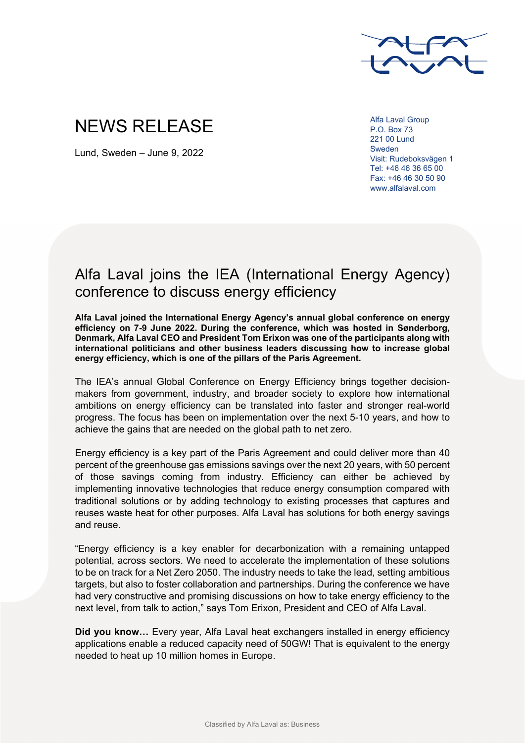# NEWS RELEASE

Lund, Sweden – June 9, 2022

Alfa Laval Group
P.O. Box 73
221 00 Lund
Sweden
Visit: Rudeboksvägen 1
Tel: +46 46 36 65 00
Fax: +46 46 30 50 90
www.alfalaval.com

## Alfa Laval joins the IEA (International Energy Agency) conference to discuss energy efficiency

**Alfa Laval joined the International Energy Agency's annual global conference on energy efficiency on 7-9 June 2022. During the conference, which was hosted in Sønderborg, Denmark, Alfa Laval CEO and President Tom Erixon was one of the participants along with international politicians and other business leaders discussing how to increase global energy efficiency, which is one of the pillars of the Paris Agreement.**

The IEA's annual Global Conference on Energy Efficiency brings together decision-makers from government, industry, and broader society to explore how international ambitions on energy efficiency can be translated into faster and stronger real-world progress. The focus has been on implementation over the next 5-10 years, and how to achieve the gains that are needed on the global path to net zero.

Energy efficiency is a key part of the Paris Agreement and could deliver more than 40 percent of the greenhouse gas emissions savings over the next 20 years, with 50 percent of those savings coming from industry. Efficiency can either be achieved by implementing innovative technologies that reduce energy consumption compared with traditional solutions or by adding technology to existing processes that captures and reuses waste heat for other purposes. Alfa Laval has solutions for both energy savings and reuse.

"Energy efficiency is a key enabler for decarbonization with a remaining untapped potential, across sectors. We need to accelerate the implementation of these solutions to be on track for a Net Zero 2050. The industry needs to take the lead, setting ambitious targets, but also to foster collaboration and partnerships. During the conference we have had very constructive and promising discussions on how to take energy efficiency to the next level, from talk to action," says Tom Erixon, President and CEO of Alfa Laval.

**Did you know…** Every year, Alfa Laval heat exchangers installed in energy efficiency applications enable a reduced capacity need of 50GW! That is equivalent to the energy needed to heat up 10 million homes in Europe.

Classified by Alfa Laval as: Business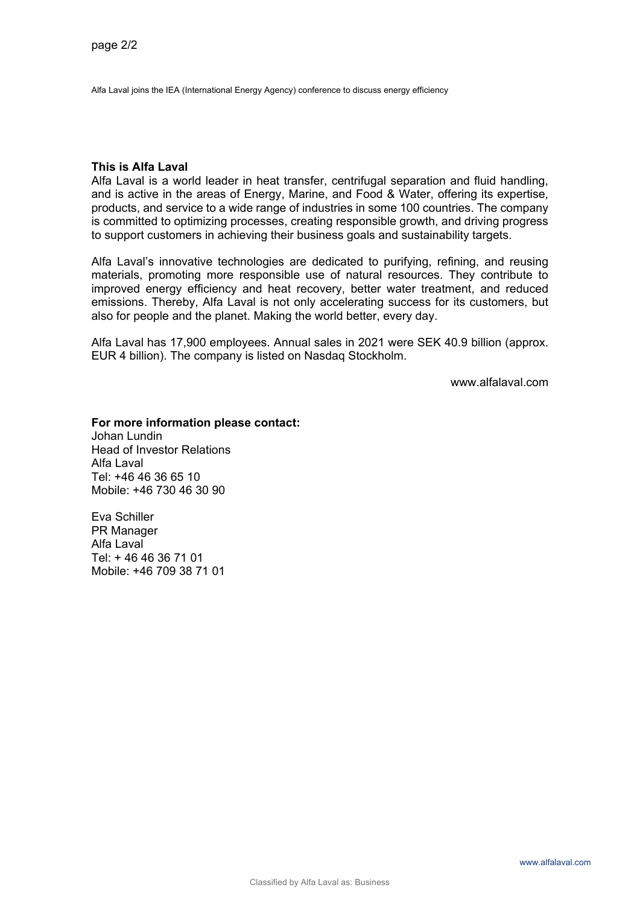### This is Alfa Laval

Alfa Laval is a world leader in heat transfer, centrifugal separation and fluid handling, and is active in the areas of Energy, Marine, and Food & Water, offering its expertise, products, and service to a wide range of industries in some 100 countries. The company is committed to optimizing processes, creating responsible growth, and driving progress to support customers in achieving their business goals and sustainability targets.

Alfa Laval's innovative technologies are dedicated to purifying, refining, and reusing materials, promoting more responsible use of natural resources. They contribute to improved energy efficiency and heat recovery, better water treatment, and reduced emissions. Thereby, Alfa Laval is not only accelerating success for its customers, but also for people and the planet. Making the world better, every day.

Alfa Laval has 17,900 employees. Annual sales in 2021 were SEK 40.9 billion (approx. EUR 4 billion). The company is listed on Nasdaq Stockholm.

www.alfalaval.com

**For more information please contact:**

Johan Lundin
Head of Investor Relations
Alfa Laval
Tel: +46 46 36 65 10
Mobile: +46 730 46 30 90

Eva Schiller
PR Manager
Alfa Laval
Tel: + 46 46 36 71 01
Mobile: +46 709 38 71 01